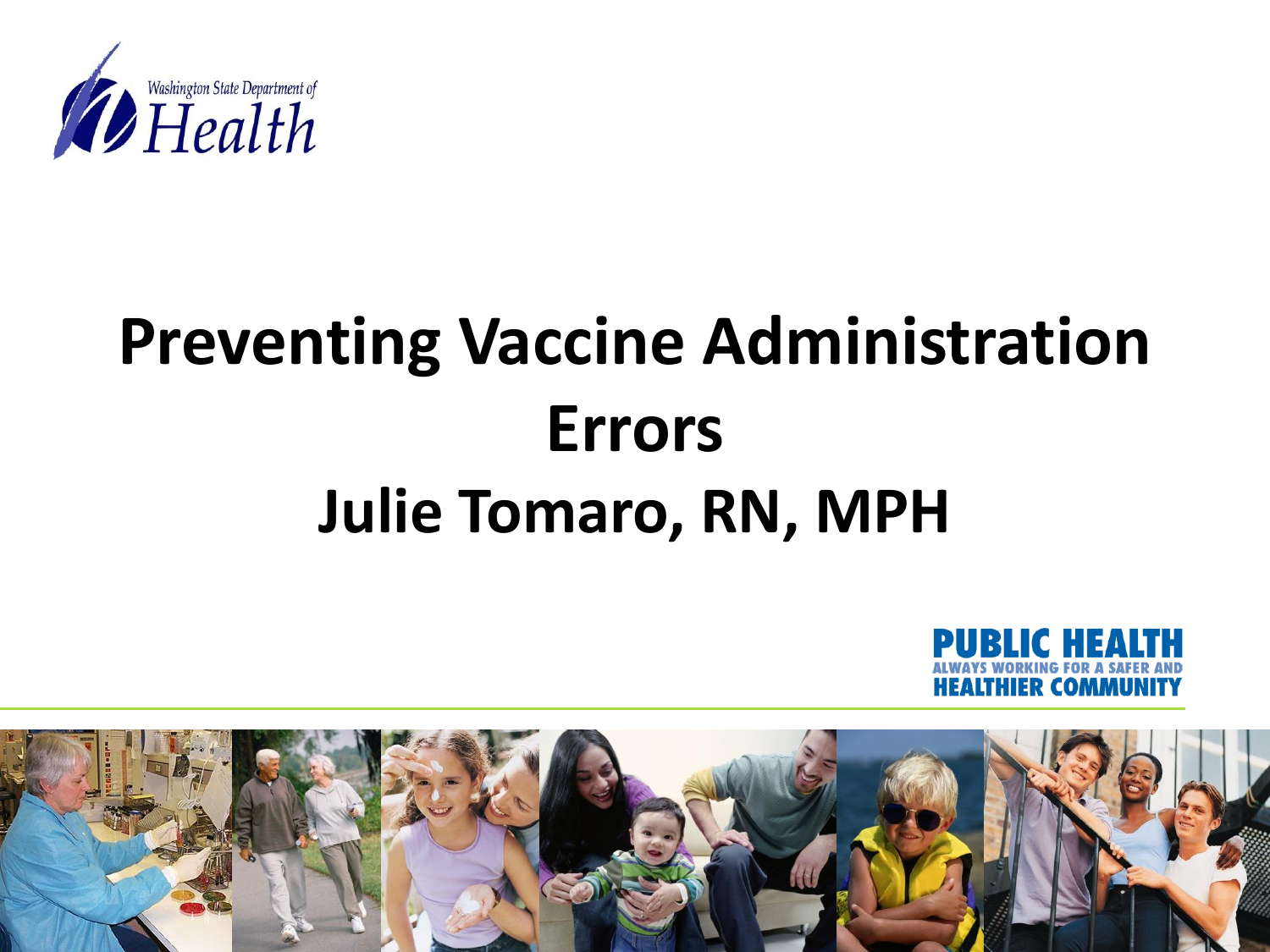Washington State Department of Health

# Preventing Vaccine Administration Errors

## Julie Tomaro, RN, MPH

PUBLIC HEALTH
ALWAYS WORKING FOR A SAFER AND HEALTHIER COMMUNITY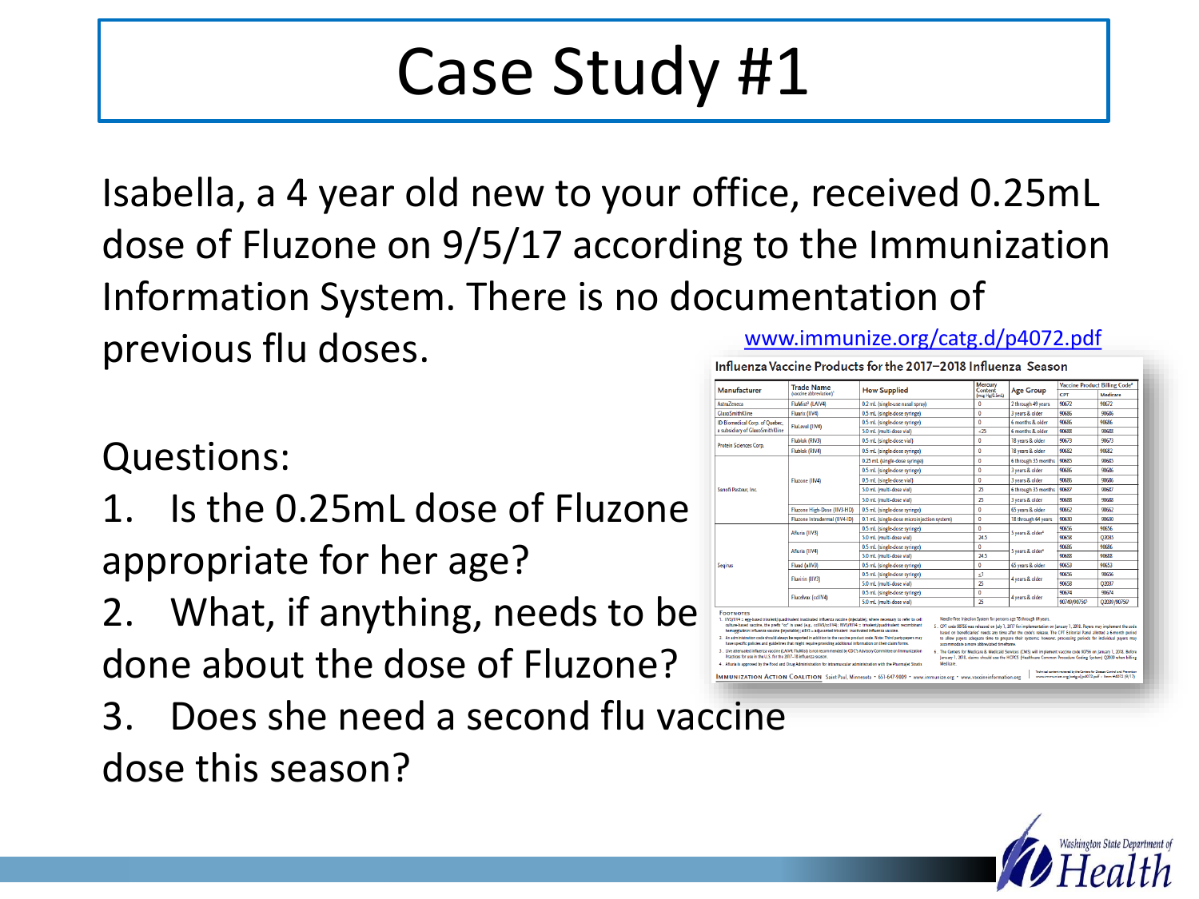# Case Study #1

Isabella, a 4 year old new to your office, received 0.25mL dose of Fluzone on 9/5/17 according to the Immunization Information System. There is no documentation of previous flu doses.

www.immunize.org/catg.d/p4072.pdf

**Influenza Vaccine Products for the 2017–2018 Influenza Season**

| Manufacturer | Trade Name (vaccine abbreviation)[1] | How Supplied | Mercury Content (mcg Hg/0.5mL) | Age Group | Vaccine Product Billing Code[2] | |
|---|---|---|---|---|---|---|
| | | | | | CPT | Medicare |
| AstraZeneca | FluMist[3] (LAIV4) | 0.2 mL (single-use nasal spray) | 0 | 2 through 49 years | 90672 | 90672 |
| GlaxoSmithKline | Fluarix (IIV4) | 0.5 mL (single-dose syringe) | 0 | 3 years & older | 90686 | 90686 |
| ID Biomedical Corp. of Quebec, a subsidiary of GlaxoSmithKline | FluLaval (IIV4) | 0.5 mL (single-dose syringe) | 0 | 6 months & older | 90686 | 90686 |
| | | 5.0 mL (multi-dose vial) | <25 | 6 months & older | 90688 | 90688 |
| Protein Sciences Corp. | Flublok (RIV3) | 0.5 mL (single-dose vial) | 0 | 18 years & older | 90673 | 90673 |
| | Flublok (RIV4) | 0.5 mL (single-dose syringe) | 0 | 18 years & older | 90682 | 90682 |
| Sanofi Pasteur, Inc. | Fluzone (IIV4) | 0.25 mL (single-dose syringe) | 0 | 6 through 35 months | 90685 | 90685 |
| | | 0.5 mL (single-dose syringe) | 0 | 3 years & older | 90686 | 90686 |
| | | 0.5 mL (single-dose vial) | 0 | 3 years & older | 90686 | 90686 |
| | | 5.0 mL (multi-dose vial) | 25 | 6 through 35 months | 90687 | 90687 |
| | | 5.0 mL (multi-dose vial) | 25 | 3 years & older | 90688 | 90688 |
| | Fluzone High-Dose (IIV3-HD) | 0.5 mL (single-dose syringe) | 0 | 65 years & older | 90662 | 90662 |
| | Fluzone Intradermal (IIV4-ID) | 0.1 mL (single-dose microinjection system) | 0 | 18 through 64 years | 90630 | 90630 |
| Seqirus | Afluria (IIV3) | 0.5 mL (single-dose syringe) | 0 | 5 years & older[4] | 90656 | 90656 |
| | | 5.0 mL (multi-dose vial) | 24.5 | | 90658 | Q2035 |
| | Afluria (IIV4) | 0.5 mL (single-dose syringe) | 0 | 5 years & older[4] | 90686 | 90686 |
| | | 5.0 mL (multi-dose vial) | 24.5 | | 90688 | 90688 |
| | Fluad (aIIV3) | 0.5 mL (single-dose syringe) | 0 | 65 years & older | 90653 | 90653 |
| | Flucelvax (IIV3) | 0.5 mL (single-dose syringe) | ≤1 | 4 years & older | 90656 | 90656 |
| | | 5.0 mL (multi-dose vial) | 25 | | 90658 | Q2037 |
| | Flucelvax (ccIIV4) | 0.5 mL (single-dose syringe) | 0 | 4 years & older | 90674 | 90674 |
| | | 5.0 mL (multi-dose vial) | 25 | | 90749/90756[5] | Q2039/90756[6] |

Questions:

1. Is the 0.25mL dose of Fluzone appropriate for her age?
2. What, if anything, needs to be done about the dose of Fluzone?
3. Does she need a second flu vaccine dose this season?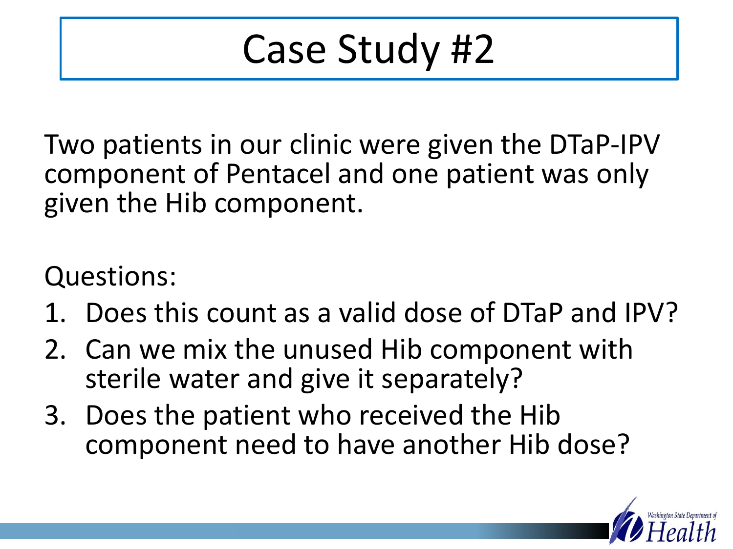# Case Study #2

Two patients in our clinic were given the DTaP-IPV component of Pentacel and one patient was only given the Hib component.

Questions:

1. Does this count as a valid dose of DTaP and IPV?
2. Can we mix the unused Hib component with sterile water and give it separately?
3. Does the patient who received the Hib component need to have another Hib dose?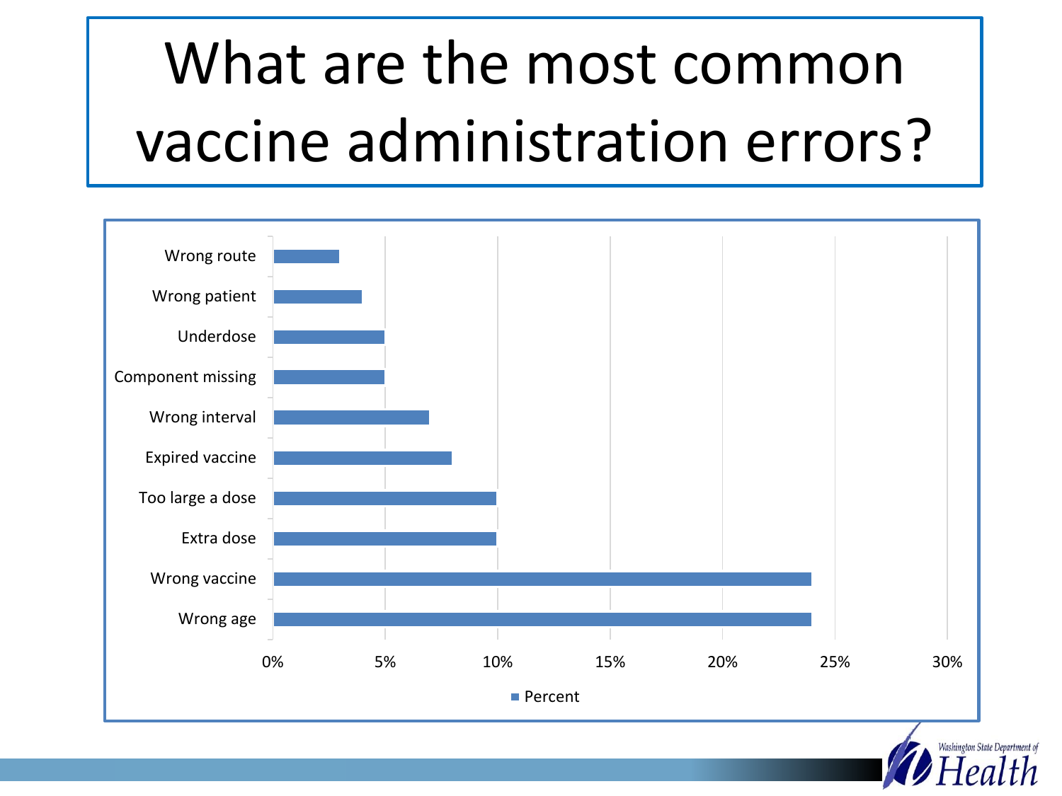# What are the most common vaccine administration errors?

| Error | Percent |
|---|---|
| Wrong route | 3% |
| Wrong patient | 4% |
| Underdose | 5% |
| Component missing | 5% |
| Wrong interval | 7% |
| Expired vaccine | 8% |
| Too large a dose | 10% |
| Extra dose | 10% |
| Wrong vaccine | 24% |
| Wrong age | 24% |

Washington State Department of Health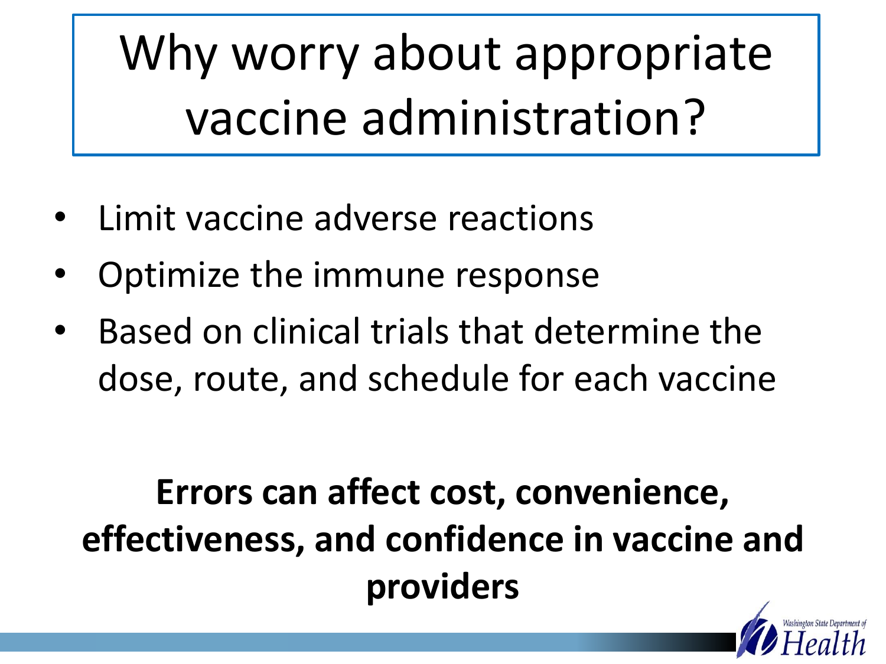# Why worry about appropriate vaccine administration?

- Limit vaccine adverse reactions
- Optimize the immune response
- Based on clinical trials that determine the dose, route, and schedule for each vaccine

**Errors can affect cost, convenience, effectiveness, and confidence in vaccine and providers**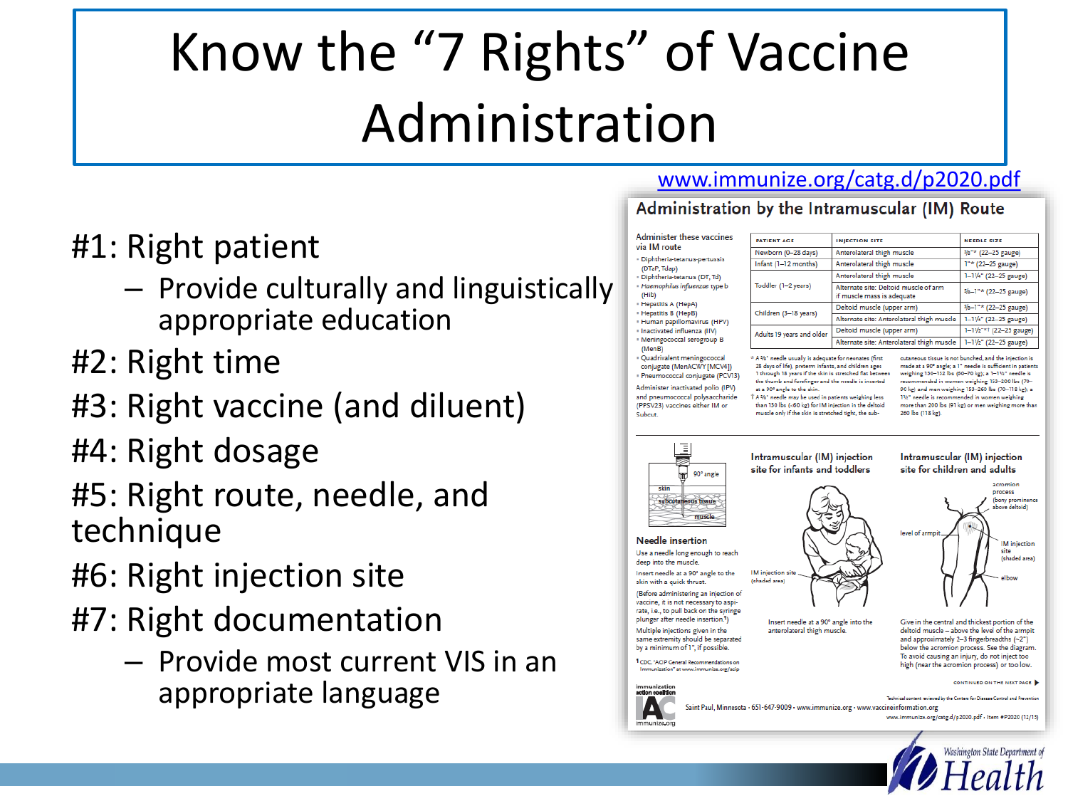# Know the "7 Rights" of Vaccine Administration

www.immunize.org/catg.d/p2020.pdf

- #1: Right patient
  - Provide culturally and linguistically appropriate education
- #2: Right time
- #3: Right vaccine (and diluent)
- #4: Right dosage
- #5: Right route, needle, and technique
- #6: Right injection site
- #7: Right documentation
  - Provide most current VIS in an appropriate language

## Administration by the Intramuscular (IM) Route

Administer these vaccines via IM route

- Diphtheria-tetanus-pertussis (DTaP, Tdap)
- Diphtheria-tetanus (DT, Td)
- *Haemophilus influenzae* type b (Hib)
- Hepatitis A (HepA)
- Hepatitis B (HepB)
- Human papillomavirus (HPV)
- Inactivated influenza (IIV)
- Meningococcal serogroup B (MenB)
- Quadrivalent meningococcal conjugate (MenACWY [MCV4])
- Pneumococcal conjugate (PCV13)

Administer inactivated polio (IPV) and pneumococcal polysaccharide (PPSV23) vaccines either IM or Subcut.

| PATIENT AGE | INJECTION SITE | NEEDLE SIZE |
|---|---|---|
| Newborn (0–28 days) | Anterolateral thigh muscle | ⅝"* (22–25 gauge) |
| Infant (1–12 months) | Anterolateral thigh muscle | 1" (22–25 gauge) |
| Toddler (1–2 years) | Anterolateral thigh muscle | 1–1¼" (22–25 gauge) |
| | Alternate site: Deltoid muscle of arm if muscle mass is adequate | ⅝–1"* (22–25 gauge) |
| Children (3–18 years) | Deltoid muscle (upper arm) | ⅝–1"* (22–25 gauge) |
| | Alternate site: Anterolateral thigh muscle | 1–1¼" (22–25 gauge) |
| Adults 19 years and older | Deltoid muscle (upper arm) | 1–1½"*† (22–25 gauge) |
| | Alternate site: Anterolateral thigh muscle | 1–1½" (22–25 gauge) |

\* A ⅝" needle usually is adequate for neonates (first 28 days of life), preterm infants, and children ages 1 through 18 years if the skin is stretched flat between the thumb and forefinger and the needle is inserted at a 90° angle to the skin.

† A ⅝" needle may be used in patients weighing less than 130 lbs (<60 kg) for IM injection in the deltoid muscle only if the skin is stretched tight, the subcutaneous tissue is not bunched, and the injection is made at a 90° angle; a 1" needle is sufficient in patients weighing 130–152 lbs (60–70 kg); a 1–1½" needle is recommended in women weighing 153–200 lbs (70–90 kg) and men weighing 153–260 lbs (70–118 kg); a 1½" needle is recommended in women weighing more than 200 lbs (91 kg) or men weighing more than 260 lbs (118 kg).

### Needle insertion

90° angle, skin, subcutaneous tissue, muscle

Use a needle long enough to reach deep into the muscle.

Insert needle at a 90° angle to the skin with a quick thrust.

(Before administering an injection of vaccine, it is not necessary to aspirate, i.e., to pull back on the syringe plunger after needle insertion.[1])

Multiple injections given in the same extremity should be separated by a minimum of 1", if possible.

[1] CDC. "ACIP General Recommendations on Immunization" at www.immunize.org/acip

### Intramuscular (IM) injection site for infants and toddlers

IM injection site (shaded area)

Insert needle at a 90° angle into the anterolateral thigh muscle.

### Intramuscular (IM) injection site for children and adults

acromion process (bony prominence above deltoid); level of armpit; IM injection site (shaded area); elbow

Give in the central and thickest portion of the deltoid muscle – above the level of the armpit and approximately 2–3 fingerbreadths (~2") below the acromion process. See the diagram. To avoid causing an injury, do not inject too high (near the acromion process) or too low.

CONTINUED ON THE NEXT PAGE ▶

Immunization Action Coalition · Saint Paul, Minnesota · 651-647-9009 · www.immunize.org · www.vaccineinformation.org

Technical content reviewed by the Centers for Disease Control and Prevention

www.immunize.org/catg.d/p2020.pdf · Item #P2020 (12/15)

Washington State Department of Health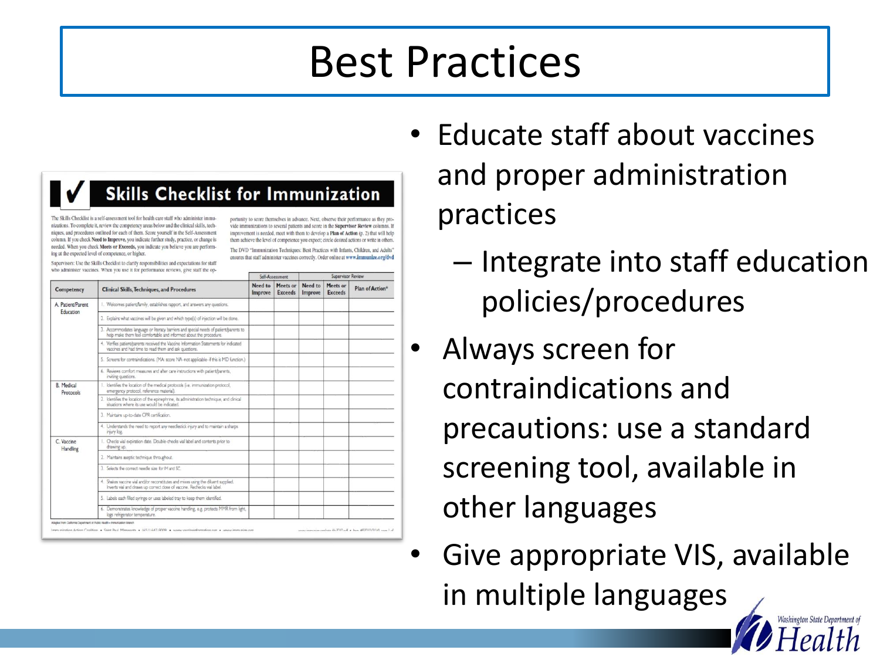# Best Practices

- Educate staff about vaccines and proper administration practices
  - Integrate into staff education policies/procedures
- Always screen for contraindications and precautions: use a standard screening tool, available in other languages
- Give appropriate VIS, available in multiple languages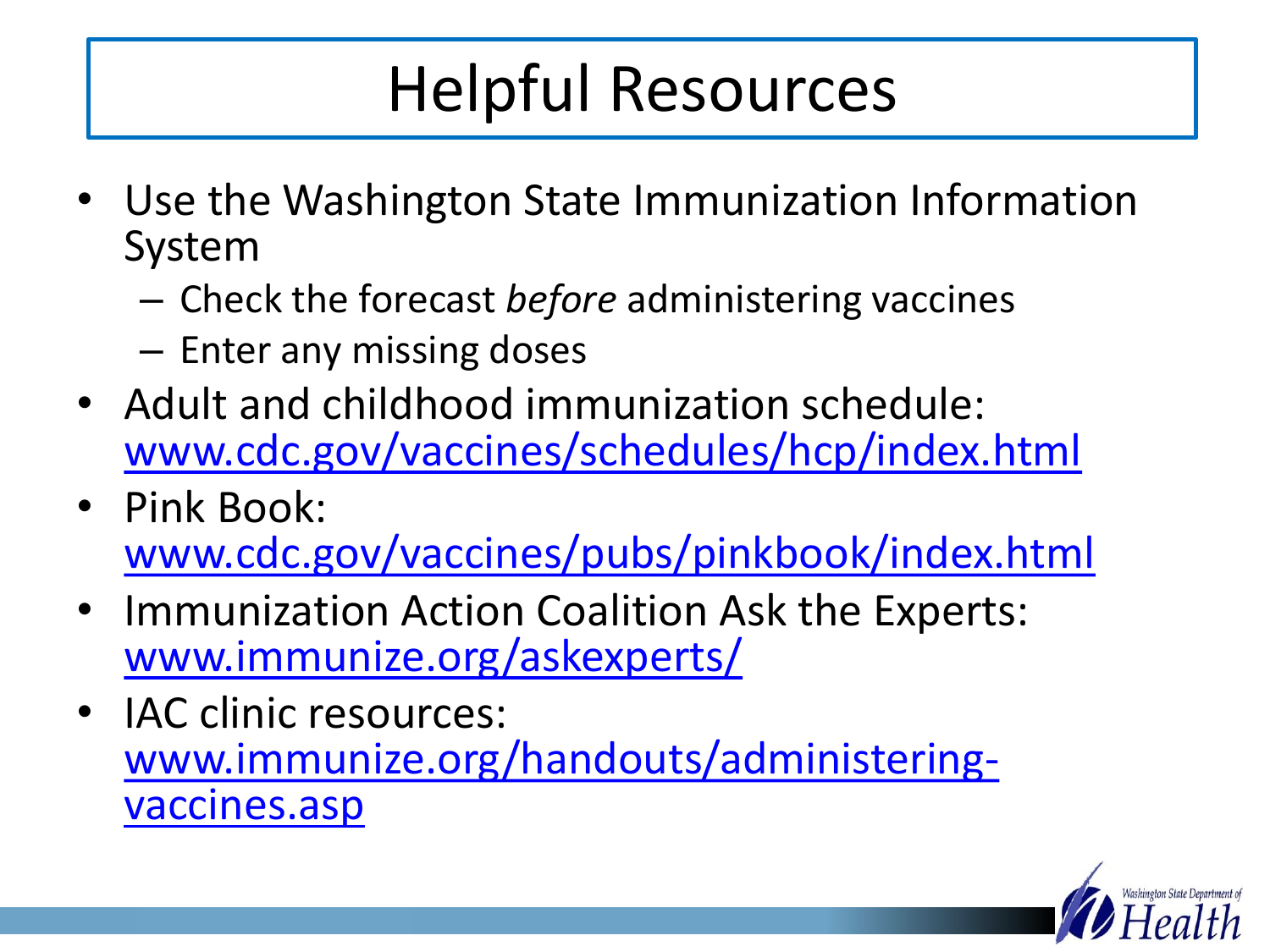# Helpful Resources

- Use the Washington State Immunization Information System
  - Check the forecast *before* administering vaccines
  - Enter any missing doses
- Adult and childhood immunization schedule: [www.cdc.gov/vaccines/schedules/hcp/index.html](http://www.cdc.gov/vaccines/schedules/hcp/index.html)
- Pink Book: [www.cdc.gov/vaccines/pubs/pinkbook/index.html](http://www.cdc.gov/vaccines/pubs/pinkbook/index.html)
- Immunization Action Coalition Ask the Experts: [www.immunize.org/askexperts/](http://www.immunize.org/askexperts/)
- IAC clinic resources: [www.immunize.org/handouts/administering-vaccines.asp](http://www.immunize.org/handouts/administering-vaccines.asp)

Washington State Department of Health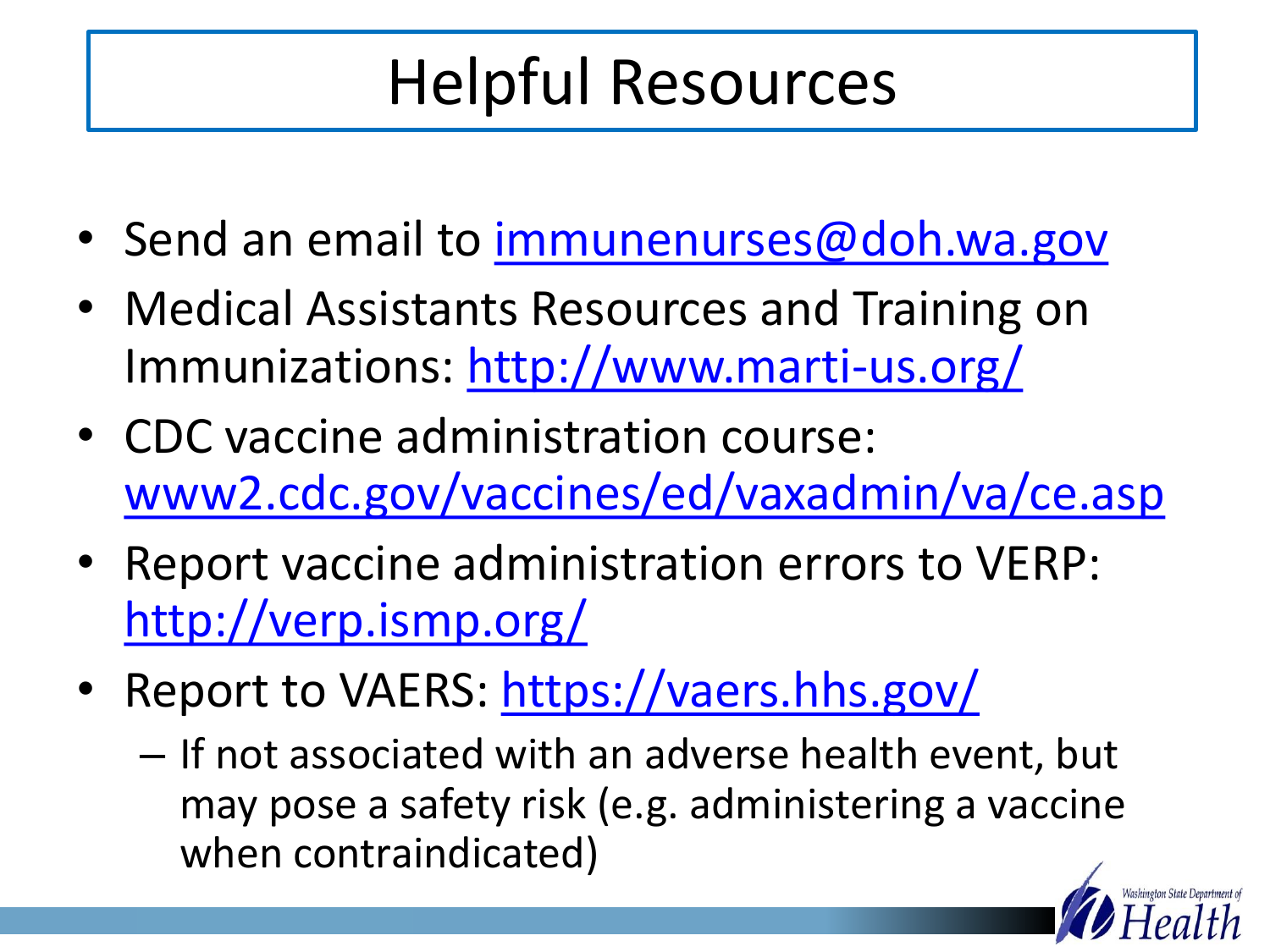# Helpful Resources

- Send an email to immunenurses@doh.wa.gov
- Medical Assistants Resources and Training on Immunizations: http://www.marti-us.org/
- CDC vaccine administration course: www2.cdc.gov/vaccines/ed/vaxadmin/va/ce.asp
- Report vaccine administration errors to VERP: http://verp.ismp.org/
- Report to VAERS: https://vaers.hhs.gov/
  - If not associated with an adverse health event, but may pose a safety risk (e.g. administering a vaccine when contraindicated)

Washington State Department of Health